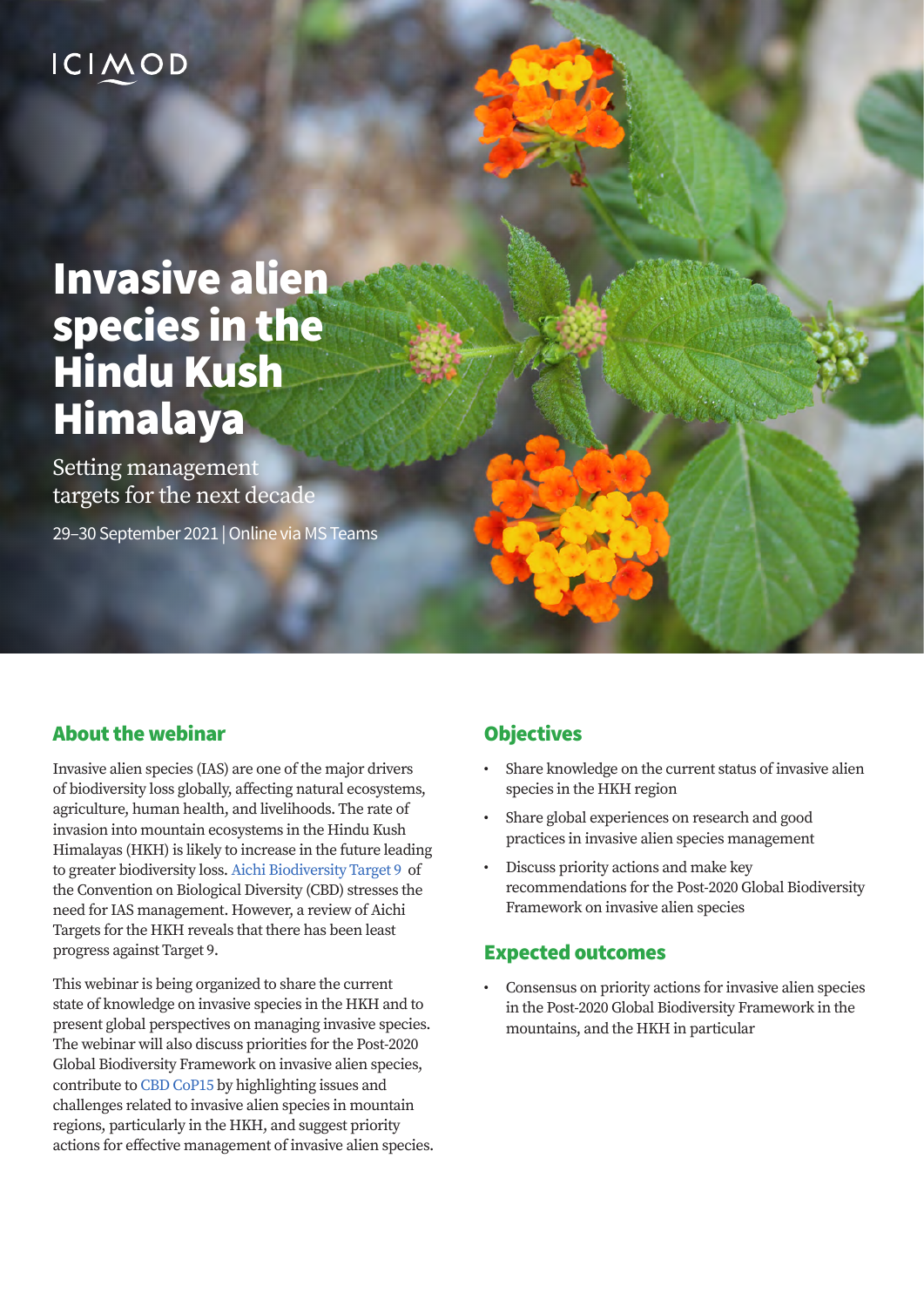ICIMOD

# Invasive alien species in the Hindu Kush Himalaya

Setting management targets for the next decade

29–30 September 2021 | Online via MS Teams

## About the webinar

Invasive alien species (IAS) are one of the major drivers of biodiversity loss globally, affecting natural ecosystems, agriculture, human health, and livelihoods. The rate of invasion into mountain ecosystems in the Hindu Kush Himalayas (HKH) is likely to increase in the future leading to greater biodiversity loss. Aichi Biodiversity Target 9 of the Convention on Biological Diversity (CBD) stresses the need for IAS management. However, a review of Aichi Targets for the HKH reveals that there has been least progress against Target 9.

This webinar is being organized to share the current state of knowledge on invasive species in the HKH and to present global perspectives on managing invasive species. The webinar will also discuss priorities for the Post-2020 Global Biodiversity Framework on invasive alien species, contribute to CBD CoP15 by highlighting issues and challenges related to invasive alien species in mountain regions, particularly in the HKH, and suggest priority actions for effective management of invasive alien species.

## Objectives

- Share knowledge on the current status of invasive alien species in the HKH region
- Share global experiences on research and good practices in invasive alien species management
- Discuss priority actions and make key recommendations for the Post-2020 Global Biodiversity Framework on invasive alien species

## Expected outcomes

- Consensus on priority actions for invasive alien species in the Post-2020 Global Biodiversity Framework in the mountains, and the HKH in particular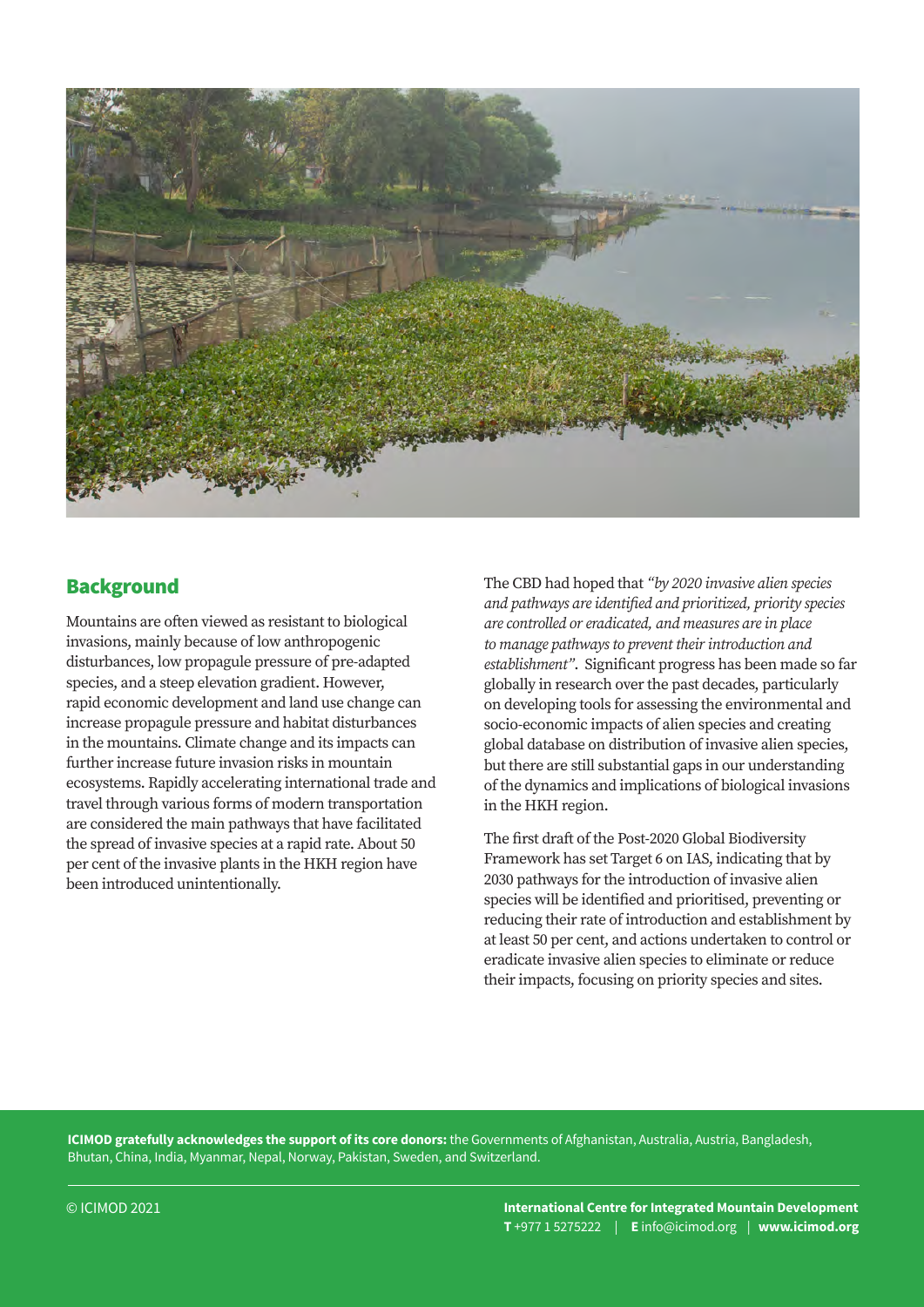## Background

Mountains are often viewed as resistant to biological invasions, mainly because of low anthropogenic disturbances, low propagule pressure of pre-adapted species, and a steep elevation gradient. However, rapid economic development and land use change can increase propagule pressure and habitat disturbances in the mountains. Climate change and its impacts can further increase future invasion risks in mountain ecosystems. Rapidly accelerating international trade and travel through various forms of modern transportation are considered the main pathways that have facilitated the spread of invasive species at a rapid rate. About 50 per cent of the invasive plants in the HKH region have been introduced unintentionally.

The CBD had hoped that *"by 2020 invasive alien species and pathways are identified and prioritized, priority species are controlled or eradicated, and measures are in place to manage pathways to prevent their introduction and establishment"*. Significant progress has been made so far globally in research over the past decades, particularly on developing tools for assessing the environmental and socio-economic impacts of alien species and creating global database on distribution of invasive alien species, but there are still substantial gaps in our understanding of the dynamics and implications of biological invasions in the HKH region.

The first draft of the Post-2020 Global Biodiversity Framework has set Target 6 on IAS, indicating that by 2030 pathways for the introduction of invasive alien species will be identified and prioritised, preventing or reducing their rate of introduction and establishment by at least 50 per cent, and actions undertaken to control or eradicate invasive alien species to eliminate or reduce their impacts, focusing on priority species and sites.

**ICIMOD gratefully acknowledges the support of its core donors:** the Governments of Afghanistan, Australia, Austria, Bangladesh, Bhutan, China, India, Myanmar, Nepal, Norway, Pakistan, Sweden, and Switzerland.

© ICIMOD 2021

**International Centre for Integrated Mountain Development**
**T** +977 1 5275222 | **E** info@icimod.org | **www.icimod.org**